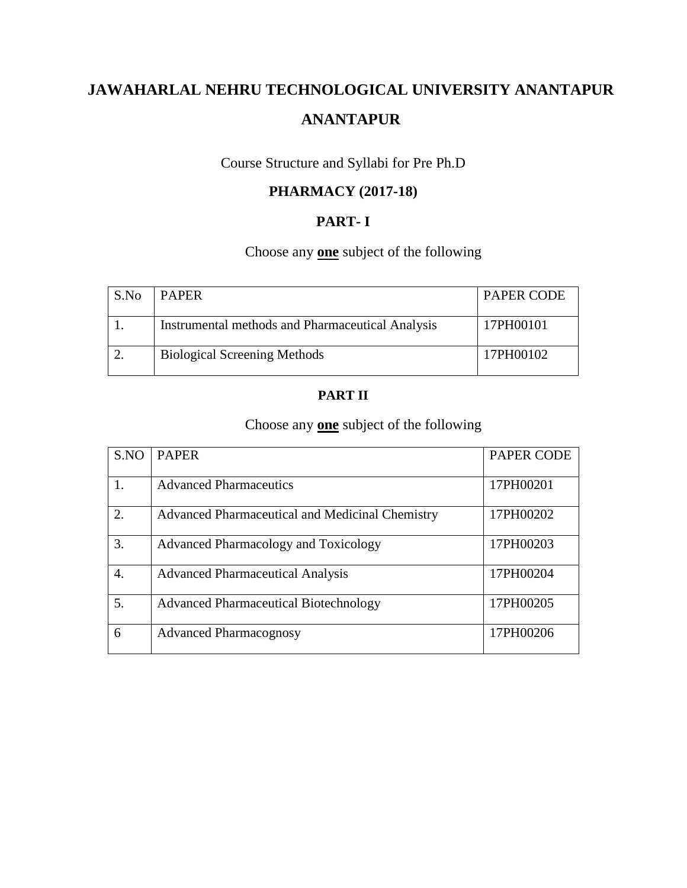# JAWAHARLAL NEHRU TECHNOLOGICAL UNIVERSITY ANANTAPUR

# ANANTAPUR

Course Structure and Syllabi for Pre Ph.D

## PHARMACY (2017-18)

## PART- I

Choose any **one** subject of the following

| S.No | PAPER | PAPER CODE |
|---|---|---|
| 1. | Instrumental methods and Pharmaceutical Analysis | 17PH00101 |
| 2. | Biological Screening Methods | 17PH00102 |

## PART II

Choose any **one** subject of the following

| S.NO | PAPER | PAPER CODE |
|---|---|---|
| 1. | Advanced Pharmaceutics | 17PH00201 |
| 2. | Advanced Pharmaceutical and Medicinal Chemistry | 17PH00202 |
| 3. | Advanced Pharmacology and Toxicology | 17PH00203 |
| 4. | Advanced Pharmaceutical Analysis | 17PH00204 |
| 5. | Advanced Pharmaceutical Biotechnology | 17PH00205 |
| 6 | Advanced Pharmacognosy | 17PH00206 |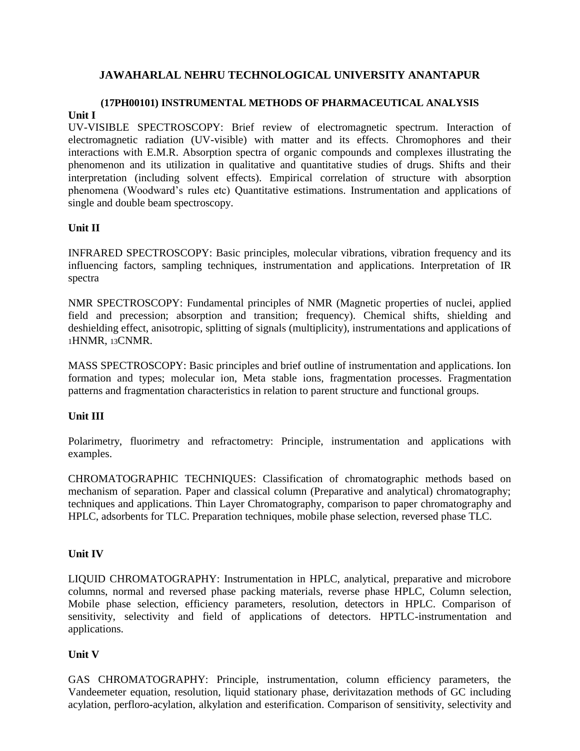# JAWAHARLAL NEHRU TECHNOLOGICAL UNIVERSITY ANANTAPUR

## (17PH00101) INSTRUMENTAL METHODS OF PHARMACEUTICAL ANALYSIS

**Unit I**

UV-VISIBLE SPECTROSCOPY: Brief review of electromagnetic spectrum. Interaction of electromagnetic radiation (UV-visible) with matter and its effects. Chromophores and their interactions with E.M.R. Absorption spectra of organic compounds and complexes illustrating the phenomenon and its utilization in qualitative and quantitative studies of drugs. Shifts and their interpretation (including solvent effects). Empirical correlation of structure with absorption phenomena (Woodward's rules etc) Quantitative estimations. Instrumentation and applications of single and double beam spectroscopy.

**Unit II**

INFRARED SPECTROSCOPY: Basic principles, molecular vibrations, vibration frequency and its influencing factors, sampling techniques, instrumentation and applications. Interpretation of IR spectra

NMR SPECTROSCOPY: Fundamental principles of NMR (Magnetic properties of nuclei, applied field and precession; absorption and transition; frequency). Chemical shifts, shielding and deshielding effect, anisotropic, splitting of signals (multiplicity), instrumentations and applications of $_{1}$HNMR, $_{13}$CNMR.

MASS SPECTROSCOPY: Basic principles and brief outline of instrumentation and applications. Ion formation and types; molecular ion, Meta stable ions, fragmentation processes. Fragmentation patterns and fragmentation characteristics in relation to parent structure and functional groups.

**Unit III**

Polarimetry, fluorimetry and refractometry: Principle, instrumentation and applications with examples.

CHROMATOGRAPHIC TECHNIQUES: Classification of chromatographic methods based on mechanism of separation. Paper and classical column (Preparative and analytical) chromatography; techniques and applications. Thin Layer Chromatography, comparison to paper chromatography and HPLC, adsorbents for TLC. Preparation techniques, mobile phase selection, reversed phase TLC.

**Unit IV**

LIQUID CHROMATOGRAPHY: Instrumentation in HPLC, analytical, preparative and microbore columns, normal and reversed phase packing materials, reverse phase HPLC, Column selection, Mobile phase selection, efficiency parameters, resolution, detectors in HPLC. Comparison of sensitivity, selectivity and field of applications of detectors. HPTLC-instrumentation and applications.

**Unit V**

GAS CHROMATOGRAPHY: Principle, instrumentation, column efficiency parameters, the Vandeemeter equation, resolution, liquid stationary phase, derivitazation methods of GC including acylation, perfloro-acylation, alkylation and esterification. Comparison of sensitivity, selectivity and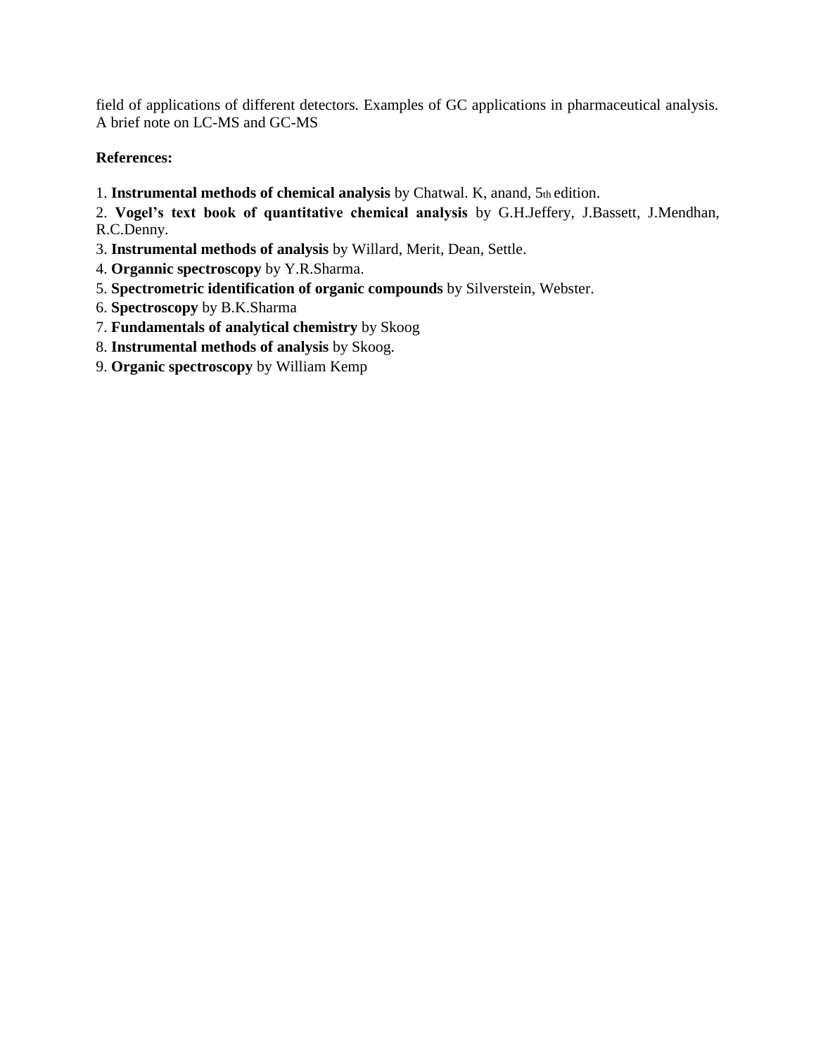field of applications of different detectors. Examples of GC applications in pharmaceutical analysis. A brief note on LC-MS and GC-MS

**References:**

1. **Instrumental methods of chemical analysis** by Chatwal. K, anand, 5th edition.
2. **Vogel's text book of quantitative chemical analysis** by G.H.Jeffery, J.Bassett, J.Mendhan, R.C.Denny.
3. **Instrumental methods of analysis** by Willard, Merit, Dean, Settle.
4. **Organnic spectroscopy** by Y.R.Sharma.
5. **Spectrometric identification of organic compounds** by Silverstein, Webster.
6. **Spectroscopy** by B.K.Sharma
7. **Fundamentals of analytical chemistry** by Skoog
8. **Instrumental methods of analysis** by Skoog.
9. **Organic spectroscopy** by William Kemp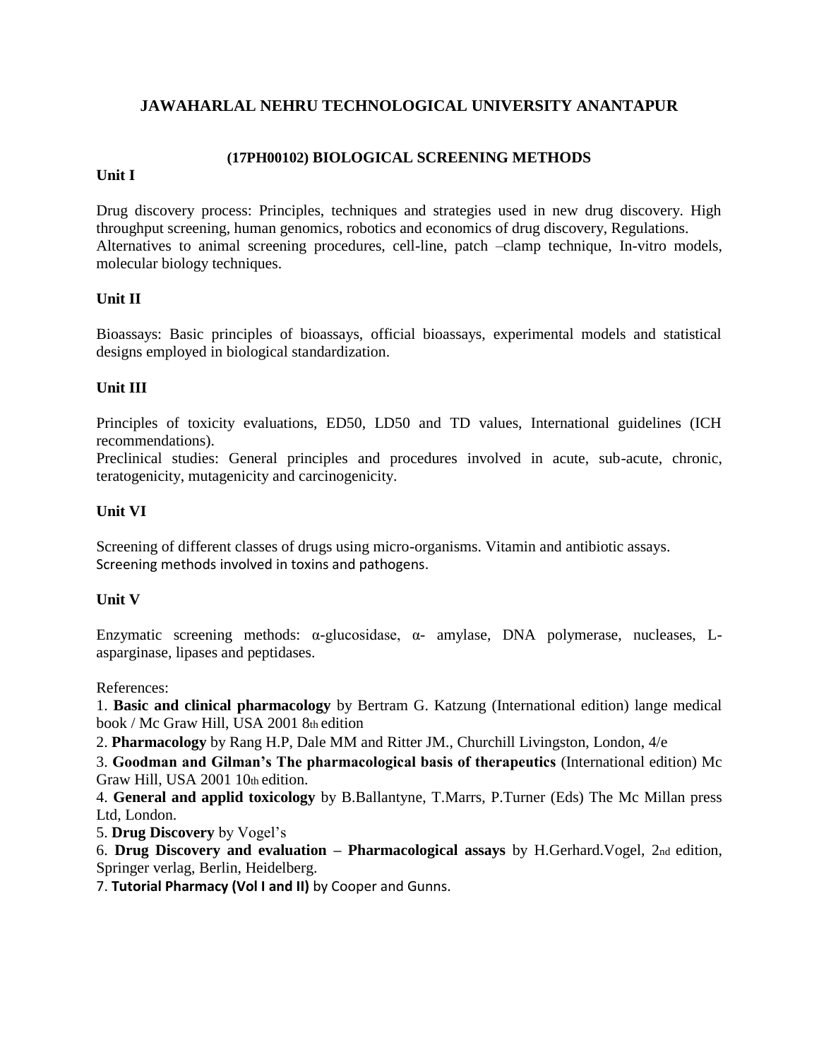# JAWAHARLAL NEHRU TECHNOLOGICAL UNIVERSITY ANANTAPUR

## (17PH00102) BIOLOGICAL SCREENING METHODS

### Unit I

Drug discovery process: Principles, techniques and strategies used in new drug discovery. High throughput screening, human genomics, robotics and economics of drug discovery, Regulations. Alternatives to animal screening procedures, cell-line, patch –clamp technique, In-vitro models, molecular biology techniques.

### Unit II

Bioassays: Basic principles of bioassays, official bioassays, experimental models and statistical designs employed in biological standardization.

### Unit III

Principles of toxicity evaluations, ED50, LD50 and TD values, International guidelines (ICH recommendations).
Preclinical studies: General principles and procedures involved in acute, sub-acute, chronic, teratogenicity, mutagenicity and carcinogenicity.

### Unit VI

Screening of different classes of drugs using micro-organisms. Vitamin and antibiotic assays.
Screening methods involved in toxins and pathogens.

### Unit V

Enzymatic screening methods: α-glucosidase, α- amylase, DNA polymerase, nucleases, L-asparginase, lipases and peptidases.

References:

1. **Basic and clinical pharmacology** by Bertram G. Katzung (International edition) lange medical book / Mc Graw Hill, USA 2001 8th edition
2. **Pharmacology** by Rang H.P, Dale MM and Ritter JM., Churchill Livingston, London, 4/e
3. **Goodman and Gilman's The pharmacological basis of therapeutics** (International edition) Mc Graw Hill, USA 2001 10th edition.
4. **General and applid toxicology** by B.Ballantyne, T.Marrs, P.Turner (Eds) The Mc Millan press Ltd, London.
5. **Drug Discovery** by Vogel's
6. **Drug Discovery and evaluation – Pharmacological assays** by H.Gerhard.Vogel, 2nd edition, Springer verlag, Berlin, Heidelberg.
7. **Tutorial Pharmacy (Vol I and II)** by Cooper and Gunns.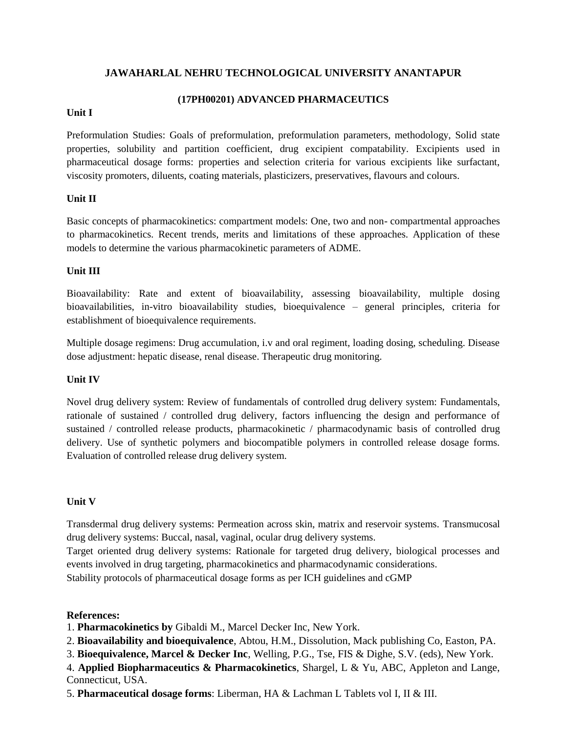## JAWAHARLAL NEHRU TECHNOLOGICAL UNIVERSITY ANANTAPUR

### (17PH00201) ADVANCED PHARMACEUTICS

**Unit I**

Preformulation Studies: Goals of preformulation, preformulation parameters, methodology, Solid state properties, solubility and partition coefficient, drug excipient compatability. Excipients used in pharmaceutical dosage forms: properties and selection criteria for various excipients like surfactant, viscosity promoters, diluents, coating materials, plasticizers, preservatives, flavours and colours.

**Unit II**

Basic concepts of pharmacokinetics: compartment models: One, two and non- compartmental approaches to pharmacokinetics. Recent trends, merits and limitations of these approaches. Application of these models to determine the various pharmacokinetic parameters of ADME.

**Unit III**

Bioavailability: Rate and extent of bioavailability, assessing bioavailability, multiple dosing bioavailabilities, in-vitro bioavailability studies, bioequivalence – general principles, criteria for establishment of bioequivalence requirements.

Multiple dosage regimens: Drug accumulation, i.v and oral regiment, loading dosing, scheduling. Disease dose adjustment: hepatic disease, renal disease. Therapeutic drug monitoring.

**Unit IV**

Novel drug delivery system: Review of fundamentals of controlled drug delivery system: Fundamentals, rationale of sustained / controlled drug delivery, factors influencing the design and performance of sustained / controlled release products, pharmacokinetic / pharmacodynamic basis of controlled drug delivery. Use of synthetic polymers and biocompatible polymers in controlled release dosage forms. Evaluation of controlled release drug delivery system.

**Unit V**

Transdermal drug delivery systems: Permeation across skin, matrix and reservoir systems. Transmucosal drug delivery systems: Buccal, nasal, vaginal, ocular drug delivery systems.
Target oriented drug delivery systems: Rationale for targeted drug delivery, biological processes and events involved in drug targeting, pharmacokinetics and pharmacodynamic considerations.
Stability protocols of pharmaceutical dosage forms as per ICH guidelines and cGMP

**References:**

1. **Pharmacokinetics by** Gibaldi M., Marcel Decker Inc, New York.
2. **Bioavailability and bioequivalence**, Abtou, H.M., Dissolution, Mack publishing Co, Easton, PA.
3. **Bioequivalence, Marcel & Decker Inc**, Welling, P.G., Tse, FIS & Dighe, S.V. (eds), New York.
4. **Applied Biopharmaceutics & Pharmacokinetics**, Shargel, L & Yu, ABC, Appleton and Lange, Connecticut, USA.
5. **Pharmaceutical dosage forms**: Liberman, HA & Lachman L Tablets vol I, II & III.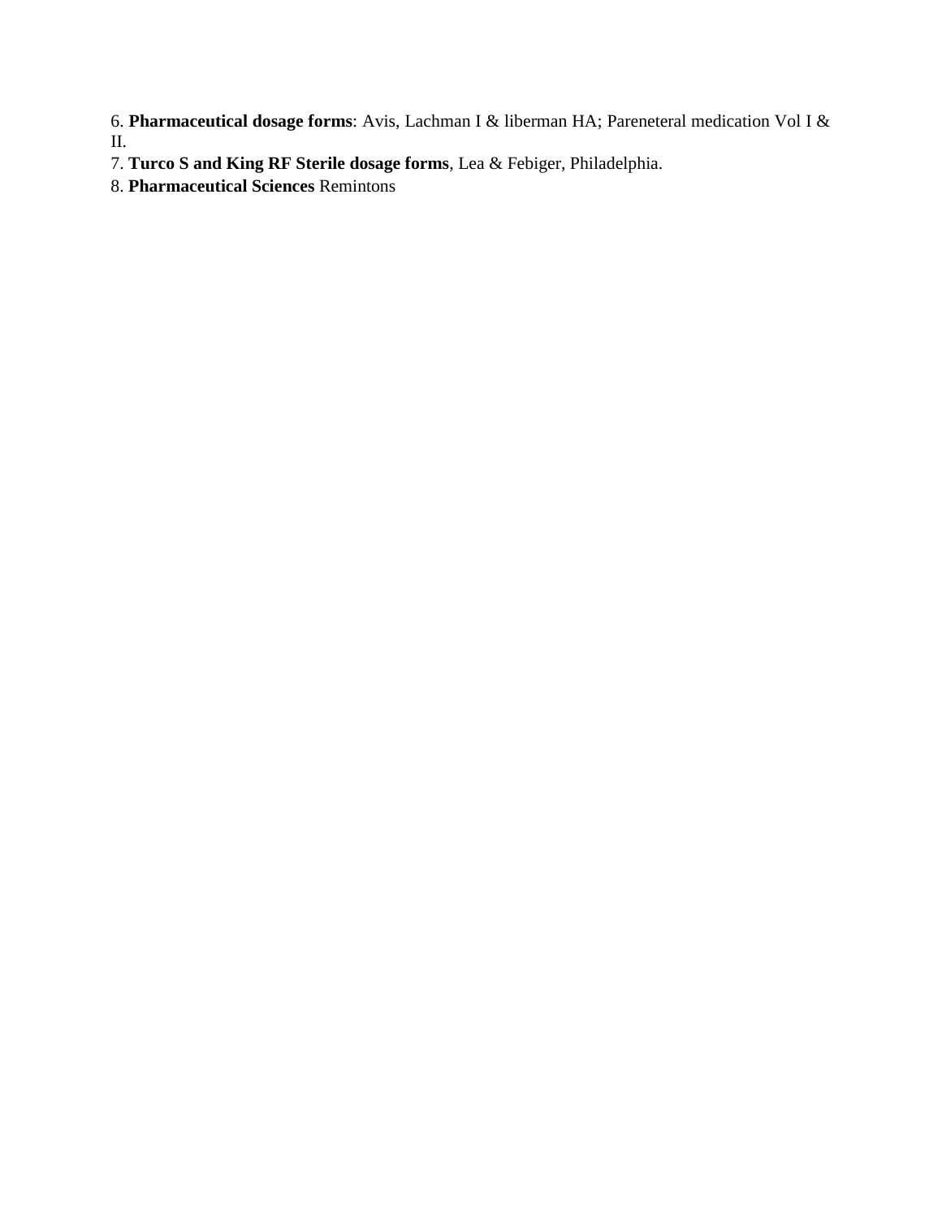6. **Pharmaceutical dosage forms**: Avis, Lachman I & liberman HA; Pareneteral medication Vol I & II.

7. **Turco S and King RF Sterile dosage forms**, Lea & Febiger, Philadelphia.

8. **Pharmaceutical Sciences** Remintons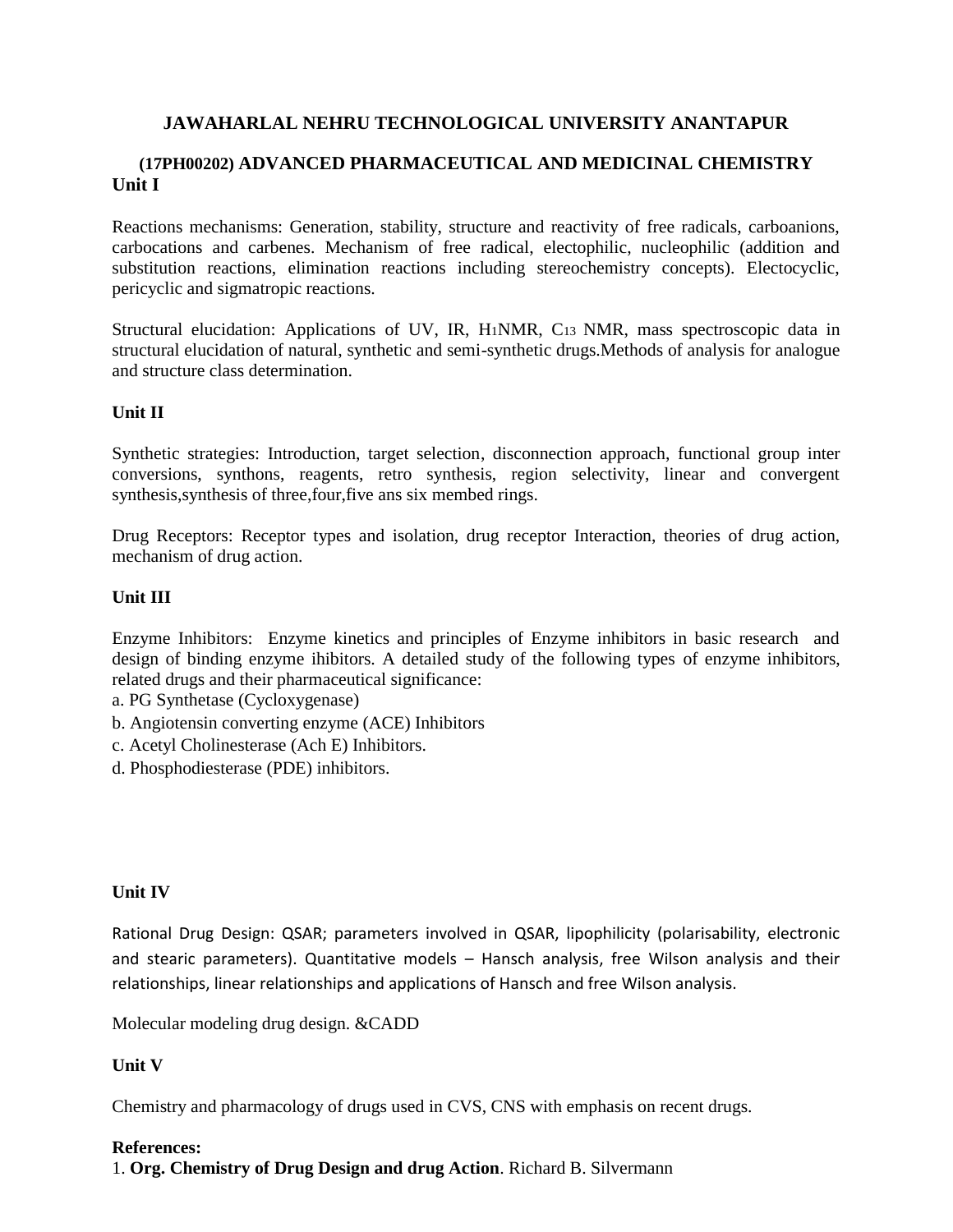# JAWAHARLAL NEHRU TECHNOLOGICAL UNIVERSITY ANANTAPUR

## (17PH00202) ADVANCED PHARMACEUTICAL AND MEDICINAL CHEMISTRY

### Unit I

Reactions mechanisms: Generation, stability, structure and reactivity of free radicals, carboanions, carbocations and carbenes. Mechanism of free radical, electophilic, nucleophilic (addition and substitution reactions, elimination reactions including stereochemistry concepts). Electocyclic, pericyclic and sigmatropic reactions.

Structural elucidation: Applications of UV, IR, $H_1$NMR, $C_{13}$ NMR, mass spectroscopic data in structural elucidation of natural, synthetic and semi-synthetic drugs.Methods of analysis for analogue and structure class determination.

### Unit II

Synthetic strategies: Introduction, target selection, disconnection approach, functional group inter conversions, synthons, reagents, retro synthesis, region selectivity, linear and convergent synthesis,synthesis of three,four,five ans six membed rings.

Drug Receptors: Receptor types and isolation, drug receptor Interaction, theories of drug action, mechanism of drug action.

### Unit III

Enzyme Inhibitors: Enzyme kinetics and principles of Enzyme inhibitors in basic research and design of binding enzyme ihibitors. A detailed study of the following types of enzyme inhibitors, related drugs and their pharmaceutical significance:

a. PG Synthetase (Cycloxygenase)
b. Angiotensin converting enzyme (ACE) Inhibitors
c. Acetyl Cholinesterase (Ach E) Inhibitors.
d. Phosphodiesterase (PDE) inhibitors.

### Unit IV

Rational Drug Design: QSAR; parameters involved in QSAR, lipophilicity (polarisability, electronic and stearic parameters). Quantitative models – Hansch analysis, free Wilson analysis and their relationships, linear relationships and applications of Hansch and free Wilson analysis.

Molecular modeling drug design. &CADD

### Unit V

Chemistry and pharmacology of drugs used in CVS, CNS with emphasis on recent drugs.

**References:**

1. **Org. Chemistry of Drug Design and drug Action**. Richard B. Silvermann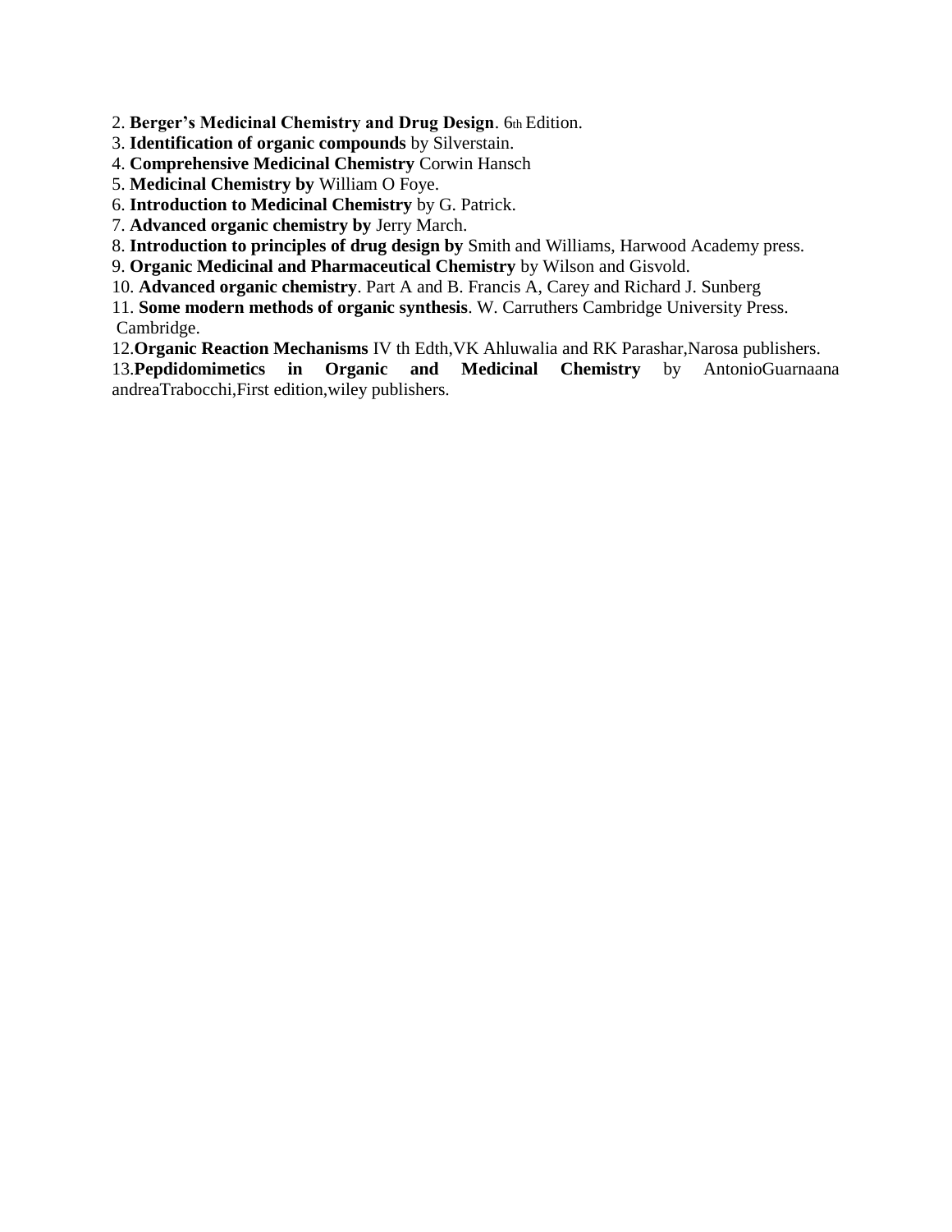2. **Berger's Medicinal Chemistry and Drug Design**. 6th Edition.
3. **Identification of organic compounds** by Silverstain.
4. **Comprehensive Medicinal Chemistry** Corwin Hansch
5. **Medicinal Chemistry by** William O Foye.
6. **Introduction to Medicinal Chemistry** by G. Patrick.
7. **Advanced organic chemistry by** Jerry March.
8. **Introduction to principles of drug design by** Smith and Williams, Harwood Academy press.
9. **Organic Medicinal and Pharmaceutical Chemistry** by Wilson and Gisvold.
10. **Advanced organic chemistry**. Part A and B. Francis A, Carey and Richard J. Sunberg
11. **Some modern methods of organic synthesis**. W. Carruthers Cambridge University Press. Cambridge.
12. **Organic Reaction Mechanisms** IV th Edth,VK Ahluwalia and RK Parashar,Narosa publishers.
13. **Pepdidomimetics in Organic and Medicinal Chemistry** by AntonioGuarnaana andreaTrabocchi,First edition,wiley publishers.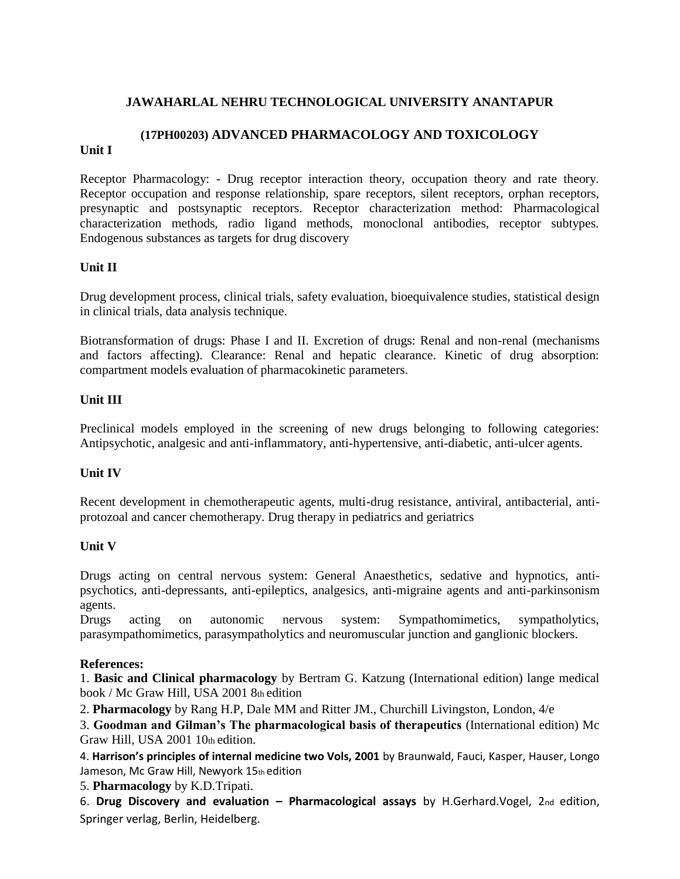# JAWAHARLAL NEHRU TECHNOLOGICAL UNIVERSITY ANANTAPUR

## (17PH00203) ADVANCED PHARMACOLOGY AND TOXICOLOGY

**Unit I**

Receptor Pharmacology: - Drug receptor interaction theory, occupation theory and rate theory. Receptor occupation and response relationship, spare receptors, silent receptors, orphan receptors, presynaptic and postsynaptic receptors. Receptor characterization method: Pharmacological characterization methods, radio ligand methods, monoclonal antibodies, receptor subtypes. Endogenous substances as targets for drug discovery

**Unit II**

Drug development process, clinical trials, safety evaluation, bioequivalence studies, statistical design in clinical trials, data analysis technique.

Biotransformation of drugs: Phase I and II. Excretion of drugs: Renal and non-renal (mechanisms and factors affecting). Clearance: Renal and hepatic clearance. Kinetic of drug absorption: compartment models evaluation of pharmacokinetic parameters.

**Unit III**

Preclinical models employed in the screening of new drugs belonging to following categories: Antipsychotic, analgesic and anti-inflammatory, anti-hypertensive, anti-diabetic, anti-ulcer agents.

**Unit IV**

Recent development in chemotherapeutic agents, multi-drug resistance, antiviral, antibacterial, anti-protozoal and cancer chemotherapy. Drug therapy in pediatrics and geriatrics

**Unit V**

Drugs acting on central nervous system: General Anaesthetics, sedative and hypnotics, anti-psychotics, anti-depressants, anti-epileptics, analgesics, anti-migraine agents and anti-parkinsonism agents.

Drugs acting on autonomic nervous system: Sympathomimetics, sympatholytics, parasympathomimetics, parasympatholytics and neuromuscular junction and ganglionic blockers.

**References:**

1. **Basic and Clinical pharmacology** by Bertram G. Katzung (International edition) lange medical book / Mc Graw Hill, USA 2001 8th edition
2. **Pharmacology** by Rang H.P, Dale MM and Ritter JM., Churchill Livingston, London, 4/e
3. **Goodman and Gilman's The pharmacological basis of therapeutics** (International edition) Mc Graw Hill, USA 2001 10th edition.
4. **Harrison's principles of internal medicine two Vols, 2001** by Braunwald, Fauci, Kasper, Hauser, Longo Jameson, Mc Graw Hill, Newyork 15th edition
5. **Pharmacology** by K.D.Tripati.
6. **Drug Discovery and evaluation – Pharmacological assays** by H.Gerhard.Vogel, 2nd edition, Springer verlag, Berlin, Heidelberg.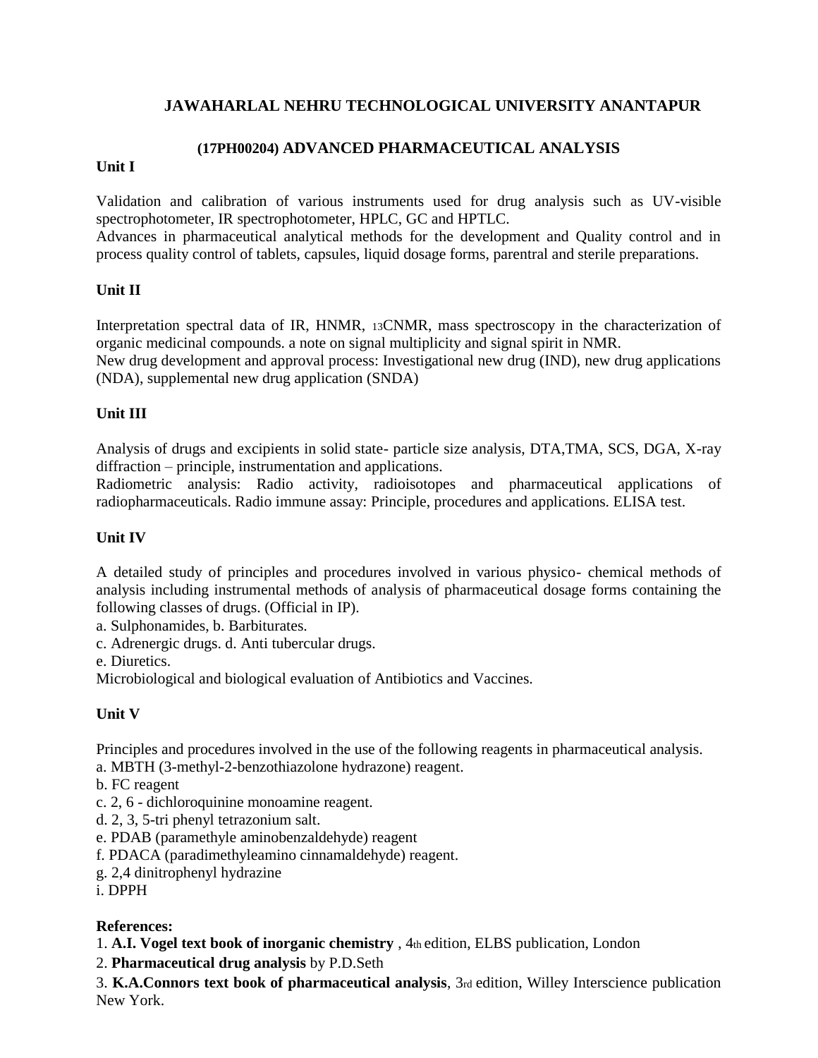## JAWAHARLAL NEHRU TECHNOLOGICAL UNIVERSITY ANANTAPUR

### (17PH00204) ADVANCED PHARMACEUTICAL ANALYSIS

**Unit I**

Validation and calibration of various instruments used for drug analysis such as UV-visible spectrophotometer, IR spectrophotometer, HPLC, GC and HPTLC.
Advances in pharmaceutical analytical methods for the development and Quality control and in process quality control of tablets, capsules, liquid dosage forms, parentral and sterile preparations.

**Unit II**

Interpretation spectral data of IR, HNMR, $^{13}$CNMR, mass spectroscopy in the characterization of organic medicinal compounds. a note on signal multiplicity and signal spirit in NMR.
New drug development and approval process: Investigational new drug (IND), new drug applications (NDA), supplemental new drug application (SNDA)

**Unit III**

Analysis of drugs and excipients in solid state- particle size analysis, DTA,TMA, SCS, DGA, X-ray diffraction – principle, instrumentation and applications.
Radiometric analysis: Radio activity, radioisotopes and pharmaceutical applications of radiopharmaceuticals. Radio immune assay: Principle, procedures and applications. ELISA test.

**Unit IV**

A detailed study of principles and procedures involved in various physico- chemical methods of analysis including instrumental methods of analysis of pharmaceutical dosage forms containing the following classes of drugs. (Official in IP).
a. Sulphonamides, b. Barbiturates.
c. Adrenergic drugs. d. Anti tubercular drugs.
e. Diuretics.
Microbiological and biological evaluation of Antibiotics and Vaccines.

**Unit V**

Principles and procedures involved in the use of the following reagents in pharmaceutical analysis.
a. MBTH (3-methyl-2-benzothiazolone hydrazone) reagent.
b. FC reagent
c. 2, 6 - dichloroquinine monoamine reagent.
d. 2, 3, 5-tri phenyl tetrazonium salt.
e. PDAB (paramethyle aminobenzaldehyde) reagent
f. PDACA (paradimethyleamino cinnamaldehyde) reagent.
g. 2,4 dinitrophenyl hydrazine
i. DPPH

**References:**

1. **A.I. Vogel text book of inorganic chemistry** , 4th edition, ELBS publication, London
2. **Pharmaceutical drug analysis** by P.D.Seth
3. **K.A.Connors text book of pharmaceutical analysis**, 3rd edition, Willey Interscience publication New York.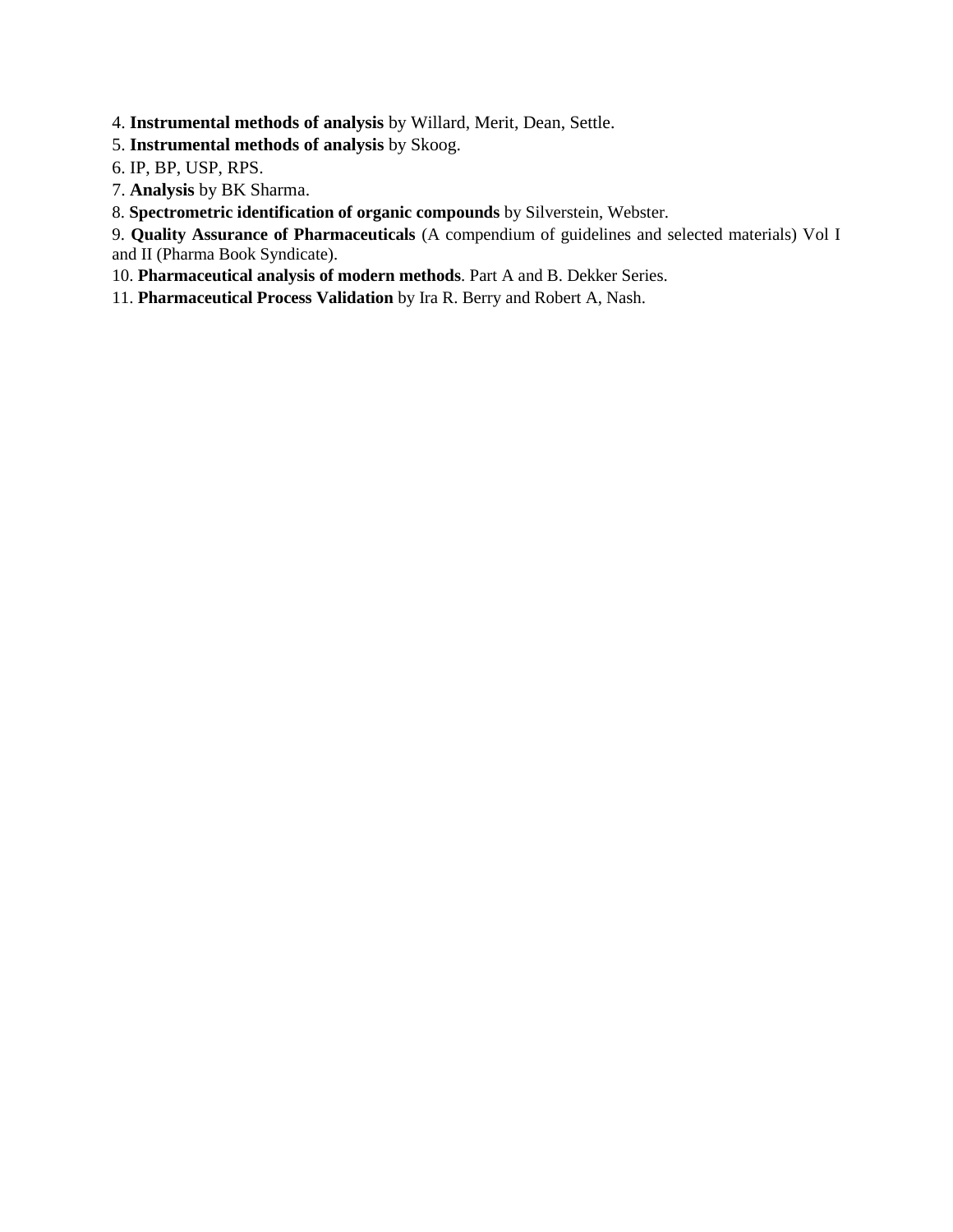4. **Instrumental methods of analysis** by Willard, Merit, Dean, Settle.
5. **Instrumental methods of analysis** by Skoog.
6. IP, BP, USP, RPS.
7. **Analysis** by BK Sharma.
8. **Spectrometric identification of organic compounds** by Silverstein, Webster.
9. **Quality Assurance of Pharmaceuticals** (A compendium of guidelines and selected materials) Vol I and II (Pharma Book Syndicate).
10. **Pharmaceutical analysis of modern methods**. Part A and B. Dekker Series.
11. **Pharmaceutical Process Validation** by Ira R. Berry and Robert A, Nash.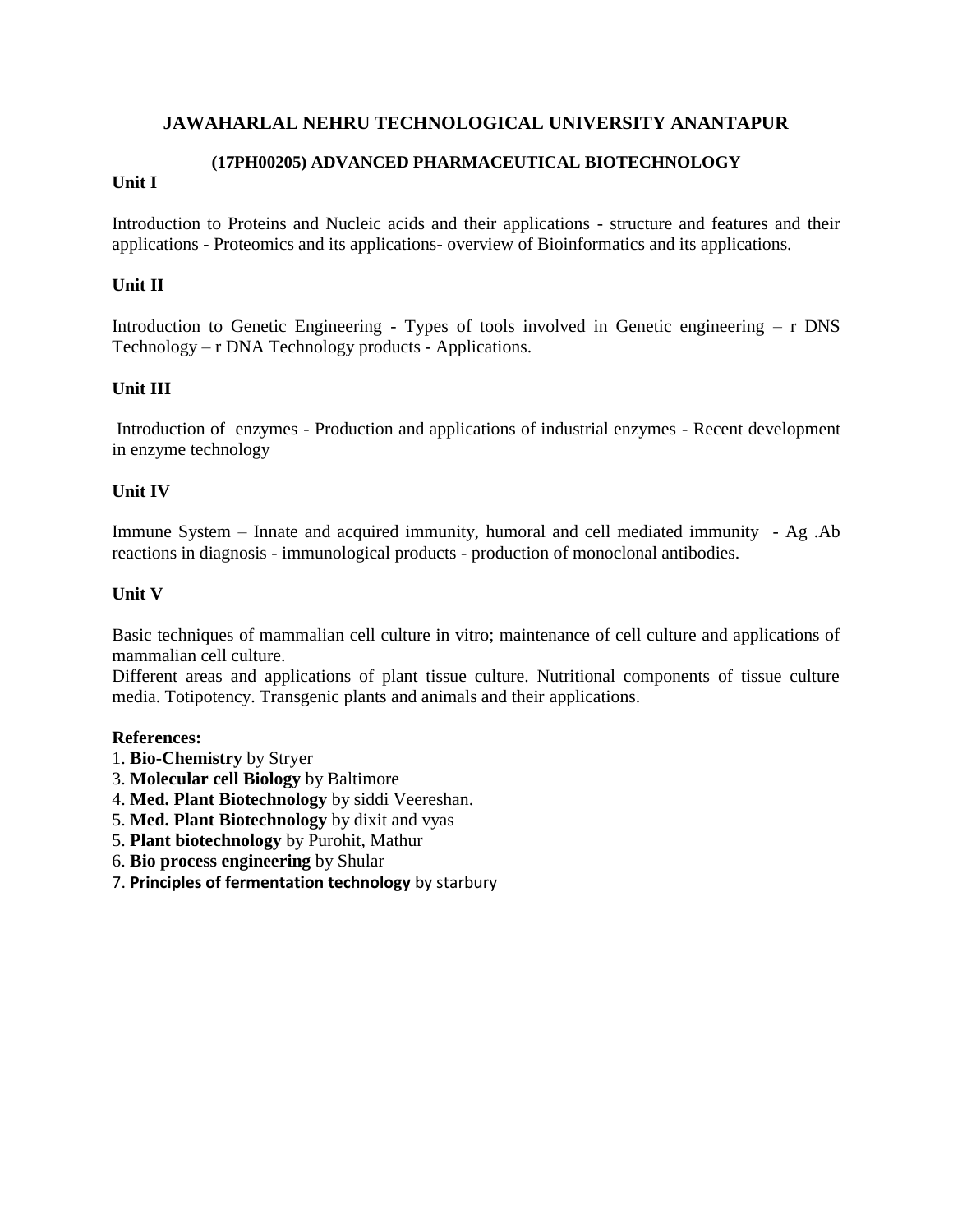# JAWAHARLAL NEHRU TECHNOLOGICAL UNIVERSITY ANANTAPUR

## (17PH00205) ADVANCED PHARMACEUTICAL BIOTECHNOLOGY

**Unit I**

Introduction to Proteins and Nucleic acids and their applications - structure and features and their applications - Proteomics and its applications- overview of Bioinformatics and its applications.

**Unit II**

Introduction to Genetic Engineering - Types of tools involved in Genetic engineering – r DNS Technology – r DNA Technology products - Applications.

**Unit III**

Introduction of enzymes - Production and applications of industrial enzymes - Recent development in enzyme technology

**Unit IV**

Immune System – Innate and acquired immunity, humoral and cell mediated immunity - Ag .Ab reactions in diagnosis - immunological products - production of monoclonal antibodies.

**Unit V**

Basic techniques of mammalian cell culture in vitro; maintenance of cell culture and applications of mammalian cell culture.
Different areas and applications of plant tissue culture. Nutritional components of tissue culture media. Totipotency. Transgenic plants and animals and their applications.

**References:**

1. **Bio-Chemistry** by Stryer
3. **Molecular cell Biology** by Baltimore
4. **Med. Plant Biotechnology** by siddi Veereshan.
5. **Med. Plant Biotechnology** by dixit and vyas
5. **Plant biotechnology** by Purohit, Mathur
6. **Bio process engineering** by Shular
7. **Principles of fermentation technology** by starbury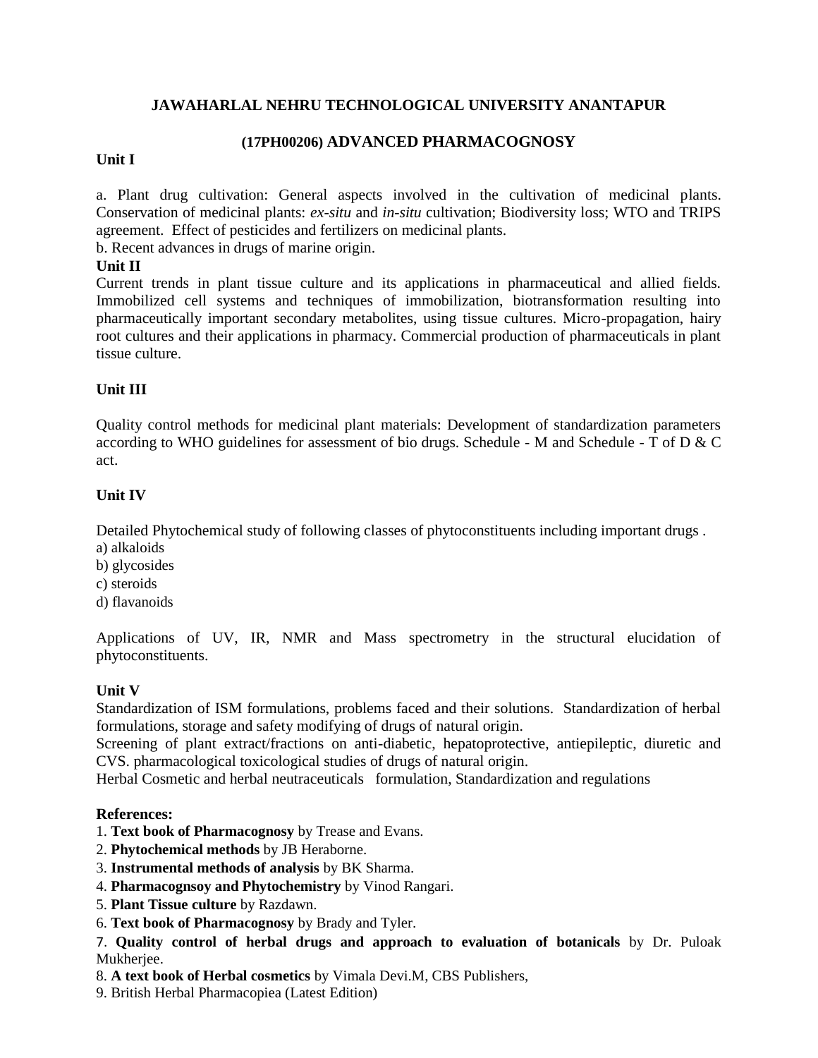## JAWAHARLAL NEHRU TECHNOLOGICAL UNIVERSITY ANANTAPUR

### (17PH00206) ADVANCED PHARMACOGNOSY

**Unit I**

a. Plant drug cultivation: General aspects involved in the cultivation of medicinal plants. Conservation of medicinal plants: *ex-situ* and *in-situ* cultivation; Biodiversity loss; WTO and TRIPS agreement. Effect of pesticides and fertilizers on medicinal plants.

b. Recent advances in drugs of marine origin.

**Unit II**

Current trends in plant tissue culture and its applications in pharmaceutical and allied fields. Immobilized cell systems and techniques of immobilization, biotransformation resulting into pharmaceutically important secondary metabolites, using tissue cultures. Micro-propagation, hairy root cultures and their applications in pharmacy. Commercial production of pharmaceuticals in plant tissue culture.

**Unit III**

Quality control methods for medicinal plant materials: Development of standardization parameters according to WHO guidelines for assessment of bio drugs. Schedule - M and Schedule - T of D & C act.

**Unit IV**

Detailed Phytochemical study of following classes of phytoconstituents including important drugs .

a) alkaloids
b) glycosides
c) steroids
d) flavanoids

Applications of UV, IR, NMR and Mass spectrometry in the structural elucidation of phytoconstituents.

**Unit V**

Standardization of ISM formulations, problems faced and their solutions. Standardization of herbal formulations, storage and safety modifying of drugs of natural origin.

Screening of plant extract/fractions on anti-diabetic, hepatoprotective, antiepileptic, diuretic and CVS. pharmacological toxicological studies of drugs of natural origin.

Herbal Cosmetic and herbal neutraceuticals formulation, Standardization and regulations

**References:**

1. **Text book of Pharmacognosy** by Trease and Evans.
2. **Phytochemical methods** by JB Heraborne.
3. **Instrumental methods of analysis** by BK Sharma.
4. **Pharmacognsoy and Phytochemistry** by Vinod Rangari.
5. **Plant Tissue culture** by Razdawn.
6. **Text book of Pharmacognosy** by Brady and Tyler.
7. **Quality control of herbal drugs and approach to evaluation of botanicals** by Dr. Puloak Mukherjee.
8. **A text book of Herbal cosmetics** by Vimala Devi.M, CBS Publishers,
9. British Herbal Pharmacopiea (Latest Edition)